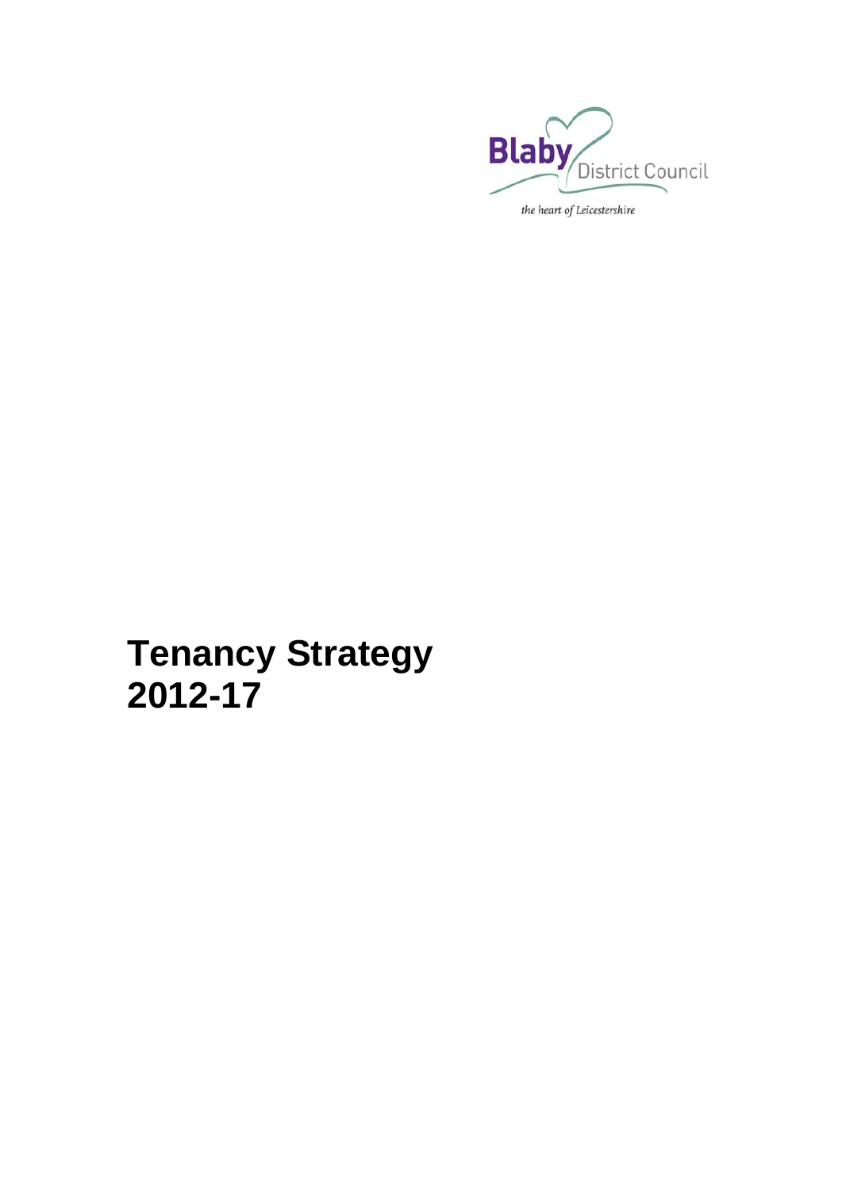Blaby District Council

*the heart of Leicestershire*

# Tenancy Strategy 2012-17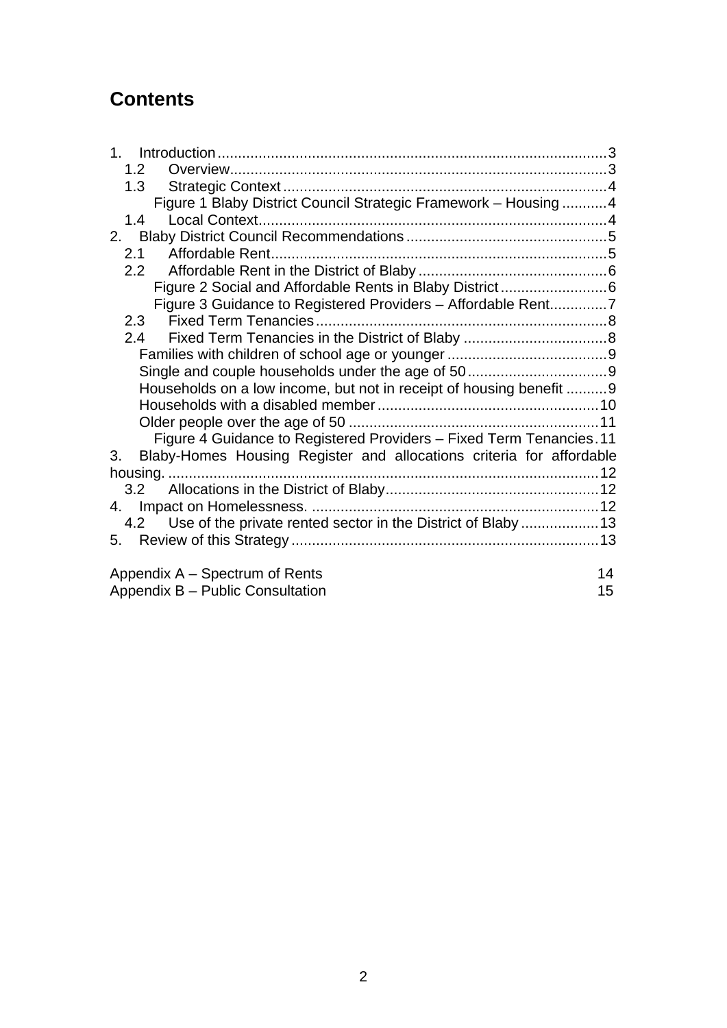# Contents

1. Introduction ... 3
   - 1.2 Overview ... 3
   - 1.3 Strategic Context ... 4
     - Figure 1 Blaby District Council Strategic Framework – Housing ... 4
   - 1.4 Local Context ... 4
2. Blaby District Council Recommendations ... 5
   - 2.1 Affordable Rent ... 5
   - 2.2 Affordable Rent in the District of Blaby ... 6
     - Figure 2 Social and Affordable Rents in Blaby District ... 6
     - Figure 3 Guidance to Registered Providers – Affordable Rent ... 7
   - 2.3 Fixed Term Tenancies ... 8
   - 2.4 Fixed Term Tenancies in the District of Blaby ... 8
     - Families with children of school age or younger ... 9
     - Single and couple households under the age of 50 ... 9
     - Households on a low income, but not in receipt of housing benefit ... 9
     - Households with a disabled member ... 10
     - Older people over the age of 50 ... 11
     - Figure 4 Guidance to Registered Providers – Fixed Term Tenancies ... 11
3. Blaby-Homes Housing Register and allocations criteria for affordable housing. ... 12
   - 3.2 Allocations in the District of Blaby ... 12
4. Impact on Homelessness. ... 12
   - 4.2 Use of the private rented sector in the District of Blaby ... 13
5. Review of this Strategy ... 13

Appendix A – Spectrum of Rents ... 14

Appendix B – Public Consultation ... 15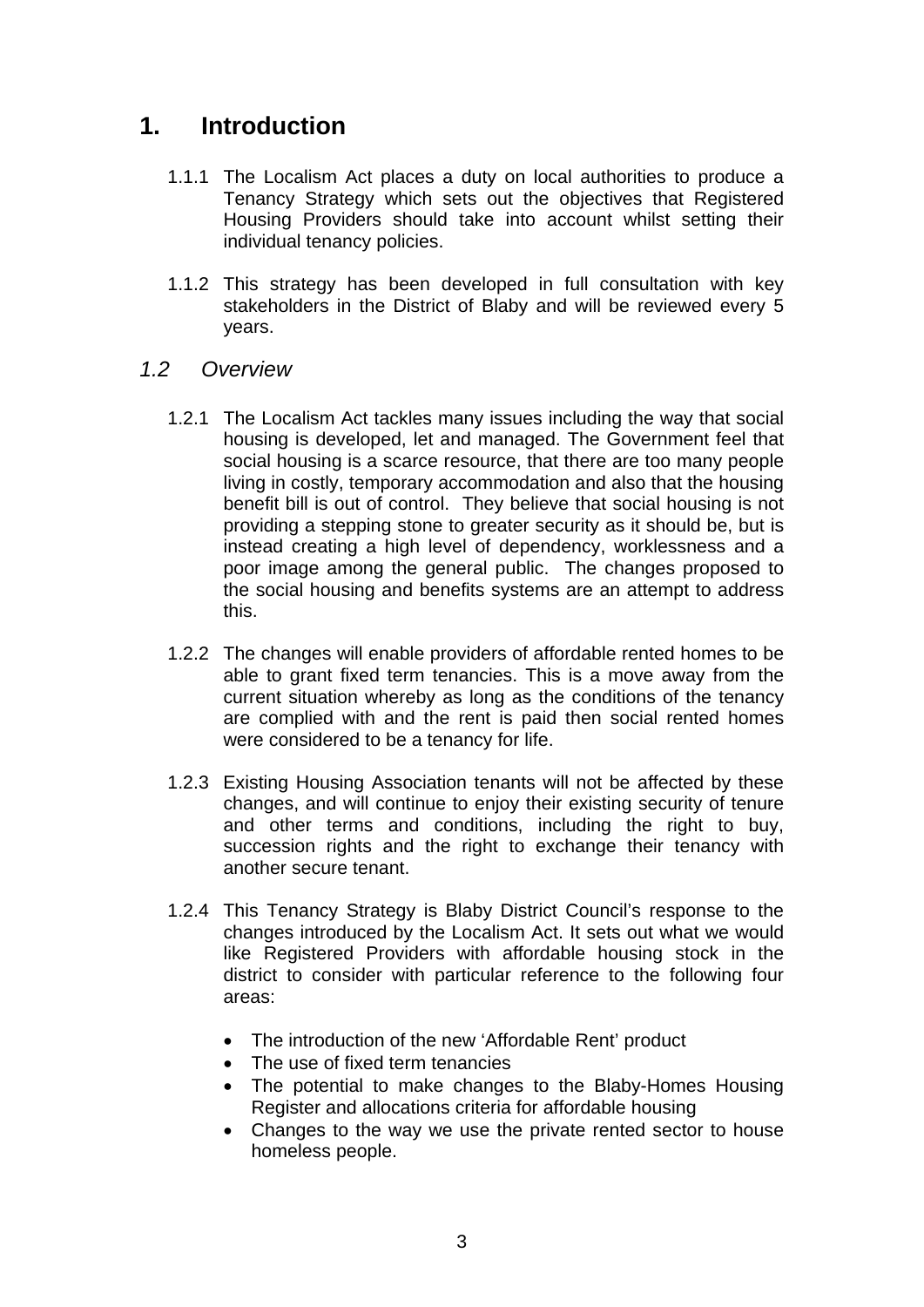# 1. Introduction

1.1.1 The Localism Act places a duty on local authorities to produce a Tenancy Strategy which sets out the objectives that Registered Housing Providers should take into account whilst setting their individual tenancy policies.

1.1.2 This strategy has been developed in full consultation with key stakeholders in the District of Blaby and will be reviewed every 5 years.

## *1.2 Overview*

1.2.1 The Localism Act tackles many issues including the way that social housing is developed, let and managed. The Government feel that social housing is a scarce resource, that there are too many people living in costly, temporary accommodation and also that the housing benefit bill is out of control. They believe that social housing is not providing a stepping stone to greater security as it should be, but is instead creating a high level of dependency, worklessness and a poor image among the general public. The changes proposed to the social housing and benefits systems are an attempt to address this.

1.2.2 The changes will enable providers of affordable rented homes to be able to grant fixed term tenancies. This is a move away from the current situation whereby as long as the conditions of the tenancy are complied with and the rent is paid then social rented homes were considered to be a tenancy for life.

1.2.3 Existing Housing Association tenants will not be affected by these changes, and will continue to enjoy their existing security of tenure and other terms and conditions, including the right to buy, succession rights and the right to exchange their tenancy with another secure tenant.

1.2.4 This Tenancy Strategy is Blaby District Council's response to the changes introduced by the Localism Act. It sets out what we would like Registered Providers with affordable housing stock in the district to consider with particular reference to the following four areas:

- The introduction of the new 'Affordable Rent' product
- The use of fixed term tenancies
- The potential to make changes to the Blaby-Homes Housing Register and allocations criteria for affordable housing
- Changes to the way we use the private rented sector to house homeless people.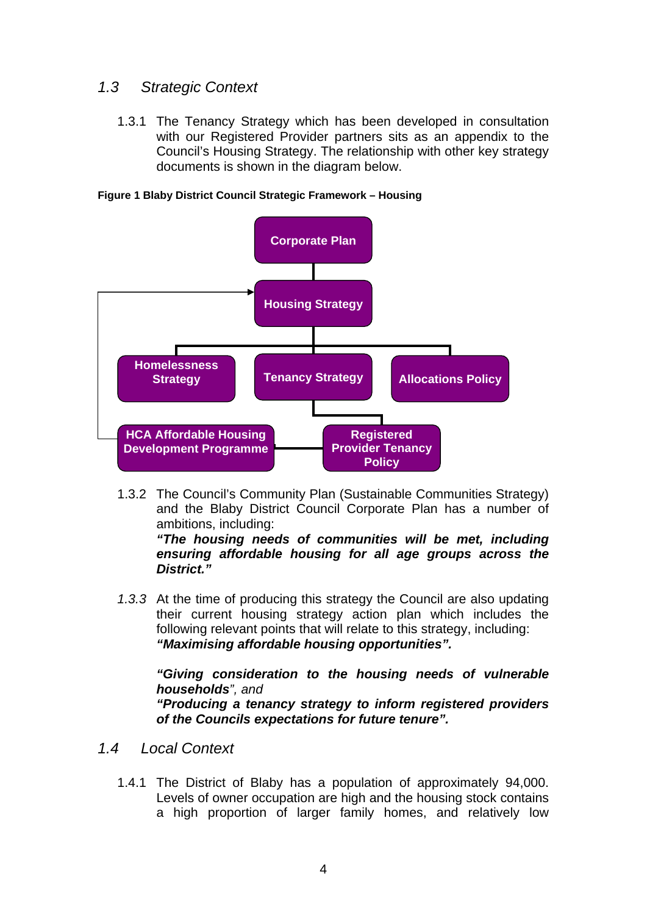## *1.3 Strategic Context*

1.3.1 The Tenancy Strategy which has been developed in consultation with our Registered Provider partners sits as an appendix to the Council's Housing Strategy. The relationship with other key strategy documents is shown in the diagram below.

**Figure 1 Blaby District Council Strategic Framework – Housing**

Corporate Plan

Housing Strategy

Homelessness Strategy

Tenancy Strategy

Allocations Policy

HCA Affordable Housing Development Programme

Registered Provider Tenancy Policy

1.3.2 The Council's Community Plan (Sustainable Communities Strategy) and the Blaby District Council Corporate Plan has a number of ambitions, including:
***"The housing needs of communities will be met, including ensuring affordable housing for all age groups across the District."***

*1.3.3* At the time of producing this strategy the Council are also updating their current housing strategy action plan which includes the following relevant points that will relate to this strategy, including:
***"Maximising affordable housing opportunities".***

***"Giving consideration to the housing needs of vulnerable households****", and*
***"Producing a tenancy strategy to inform registered providers of the Councils expectations for future tenure".***

## *1.4 Local Context*

1.4.1 The District of Blaby has a population of approximately 94,000. Levels of owner occupation are high and the housing stock contains a high proportion of larger family homes, and relatively low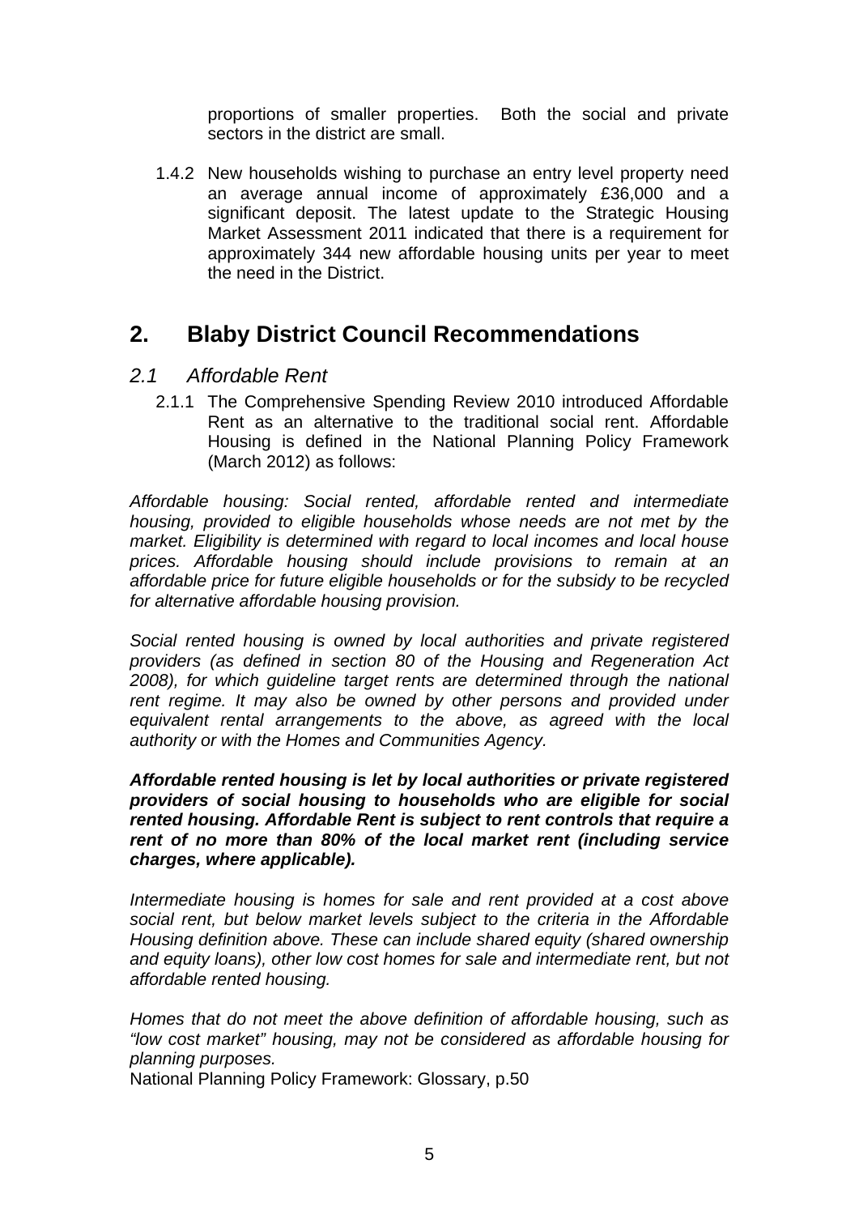proportions of smaller properties. Both the social and private sectors in the district are small.

1.4.2 New households wishing to purchase an entry level property need an average annual income of approximately £36,000 and a significant deposit. The latest update to the Strategic Housing Market Assessment 2011 indicated that there is a requirement for approximately 344 new affordable housing units per year to meet the need in the District.

## 2. Blaby District Council Recommendations

### *2.1 Affordable Rent*

2.1.1 The Comprehensive Spending Review 2010 introduced Affordable Rent as an alternative to the traditional social rent. Affordable Housing is defined in the National Planning Policy Framework (March 2012) as follows:

*Affordable housing: Social rented, affordable rented and intermediate housing, provided to eligible households whose needs are not met by the market. Eligibility is determined with regard to local incomes and local house prices. Affordable housing should include provisions to remain at an affordable price for future eligible households or for the subsidy to be recycled for alternative affordable housing provision.*

*Social rented housing is owned by local authorities and private registered providers (as defined in section 80 of the Housing and Regeneration Act 2008), for which guideline target rents are determined through the national rent regime. It may also be owned by other persons and provided under equivalent rental arrangements to the above, as agreed with the local authority or with the Homes and Communities Agency.*

***Affordable rented housing is let by local authorities or private registered providers of social housing to households who are eligible for social rented housing. Affordable Rent is subject to rent controls that require a rent of no more than 80% of the local market rent (including service charges, where applicable).***

*Intermediate housing is homes for sale and rent provided at a cost above social rent, but below market levels subject to the criteria in the Affordable Housing definition above. These can include shared equity (shared ownership and equity loans), other low cost homes for sale and intermediate rent, but not affordable rented housing.*

*Homes that do not meet the above definition of affordable housing, such as "low cost market" housing, may not be considered as affordable housing for planning purposes.*

National Planning Policy Framework: Glossary, p.50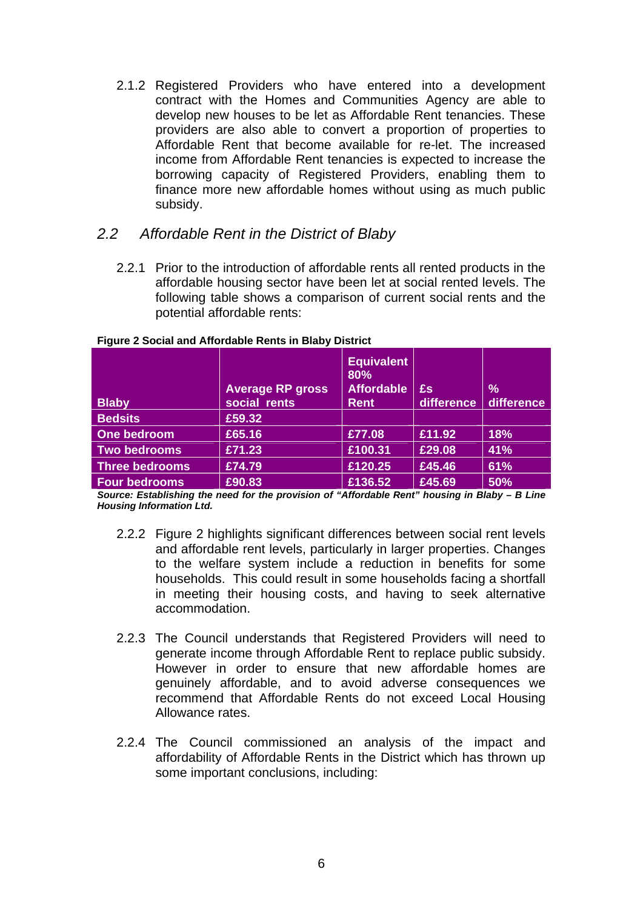2.1.2 Registered Providers who have entered into a development contract with the Homes and Communities Agency are able to develop new houses to be let as Affordable Rent tenancies. These providers are also able to convert a proportion of properties to Affordable Rent that become available for re-let. The increased income from Affordable Rent tenancies is expected to increase the borrowing capacity of Registered Providers, enabling them to finance more new affordable homes without using as much public subsidy.

## *2.2 Affordable Rent in the District of Blaby*

2.2.1 Prior to the introduction of affordable rents all rented products in the affordable housing sector have been let at social rented levels. The following table shows a comparison of current social rents and the potential affordable rents:

**Figure 2 Social and Affordable Rents in Blaby District**

| Blaby | Average RP gross social rents | Equivalent 80% Affordable Rent | £s difference | % difference |
|---|---|---|---|---|
| Bedsits | £59.32 | | | |
| One bedroom | £65.16 | £77.08 | £11.92 | 18% |
| Two bedrooms | £71.23 | £100.31 | £29.08 | 41% |
| Three bedrooms | £74.79 | £120.25 | £45.46 | 61% |
| Four bedrooms | £90.83 | £136.52 | £45.69 | 50% |

***Source: Establishing the need for the provision of "Affordable Rent" housing in Blaby – B Line Housing Information Ltd.***

2.2.2 Figure 2 highlights significant differences between social rent levels and affordable rent levels, particularly in larger properties. Changes to the welfare system include a reduction in benefits for some households. This could result in some households facing a shortfall in meeting their housing costs, and having to seek alternative accommodation.

2.2.3 The Council understands that Registered Providers will need to generate income through Affordable Rent to replace public subsidy. However in order to ensure that new affordable homes are genuinely affordable, and to avoid adverse consequences we recommend that Affordable Rents do not exceed Local Housing Allowance rates.

2.2.4 The Council commissioned an analysis of the impact and affordability of Affordable Rents in the District which has thrown up some important conclusions, including: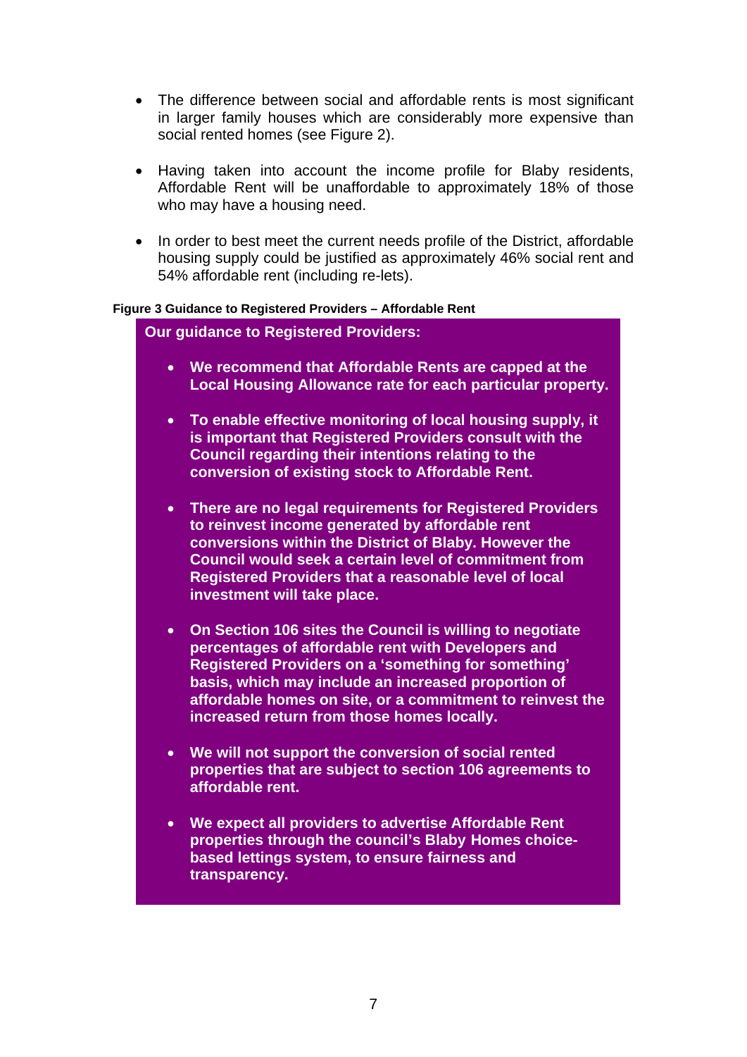- The difference between social and affordable rents is most significant in larger family houses which are considerably more expensive than social rented homes (see Figure 2).
- Having taken into account the income profile for Blaby residents, Affordable Rent will be unaffordable to approximately 18% of those who may have a housing need.
- In order to best meet the current needs profile of the District, affordable housing supply could be justified as approximately 46% social rent and 54% affordable rent (including re-lets).

**Figure 3 Guidance to Registered Providers – Affordable Rent**

**Our guidance to Registered Providers:**

- **We recommend that Affordable Rents are capped at the Local Housing Allowance rate for each particular property.**
- **To enable effective monitoring of local housing supply, it is important that Registered Providers consult with the Council regarding their intentions relating to the conversion of existing stock to Affordable Rent.**
- **There are no legal requirements for Registered Providers to reinvest income generated by affordable rent conversions within the District of Blaby. However the Council would seek a certain level of commitment from Registered Providers that a reasonable level of local investment will take place.**
- **On Section 106 sites the Council is willing to negotiate percentages of affordable rent with Developers and Registered Providers on a 'something for something' basis, which may include an increased proportion of affordable homes on site, or a commitment to reinvest the increased return from those homes locally.**
- **We will not support the conversion of social rented properties that are subject to section 106 agreements to affordable rent.**
- **We expect all providers to advertise Affordable Rent properties through the council's Blaby Homes choice-based lettings system, to ensure fairness and transparency.**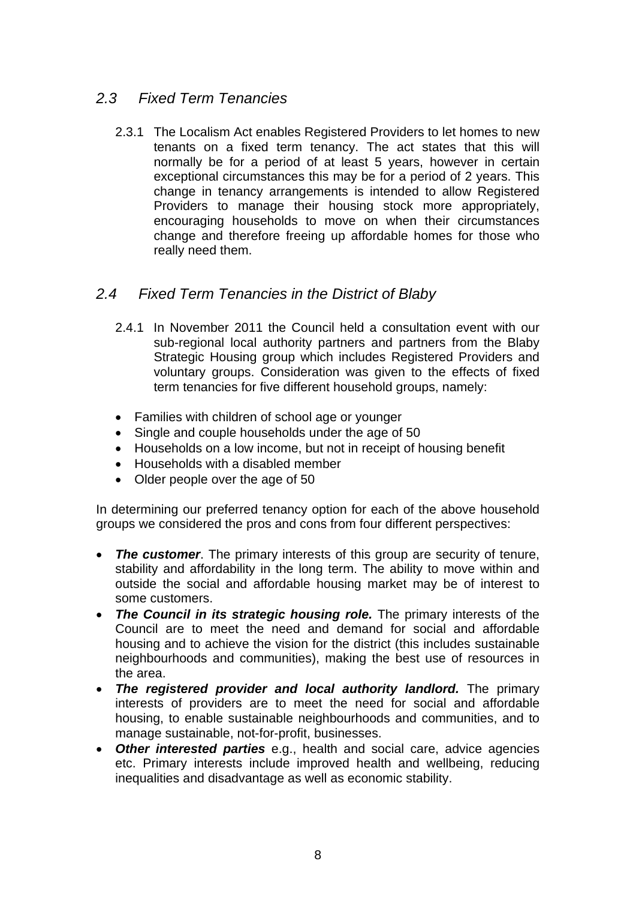## *2.3 Fixed Term Tenancies*

2.3.1 The Localism Act enables Registered Providers to let homes to new tenants on a fixed term tenancy. The act states that this will normally be for a period of at least 5 years, however in certain exceptional circumstances this may be for a period of 2 years. This change in tenancy arrangements is intended to allow Registered Providers to manage their housing stock more appropriately, encouraging households to move on when their circumstances change and therefore freeing up affordable homes for those who really need them.

## *2.4 Fixed Term Tenancies in the District of Blaby*

2.4.1 In November 2011 the Council held a consultation event with our sub-regional local authority partners and partners from the Blaby Strategic Housing group which includes Registered Providers and voluntary groups. Consideration was given to the effects of fixed term tenancies for five different household groups, namely:

- Families with children of school age or younger
- Single and couple households under the age of 50
- Households on a low income, but not in receipt of housing benefit
- Households with a disabled member
- Older people over the age of 50

In determining our preferred tenancy option for each of the above household groups we considered the pros and cons from four different perspectives:

- ***The customer***. The primary interests of this group are security of tenure, stability and affordability in the long term. The ability to move within and outside the social and affordable housing market may be of interest to some customers.
- ***The Council in its strategic housing role.*** The primary interests of the Council are to meet the need and demand for social and affordable housing and to achieve the vision for the district (this includes sustainable neighbourhoods and communities), making the best use of resources in the area.
- ***The registered provider and local authority landlord.*** The primary interests of providers are to meet the need for social and affordable housing, to enable sustainable neighbourhoods and communities, and to manage sustainable, not-for-profit, businesses.
- ***Other interested parties*** e.g., health and social care, advice agencies etc. Primary interests include improved health and wellbeing, reducing inequalities and disadvantage as well as economic stability.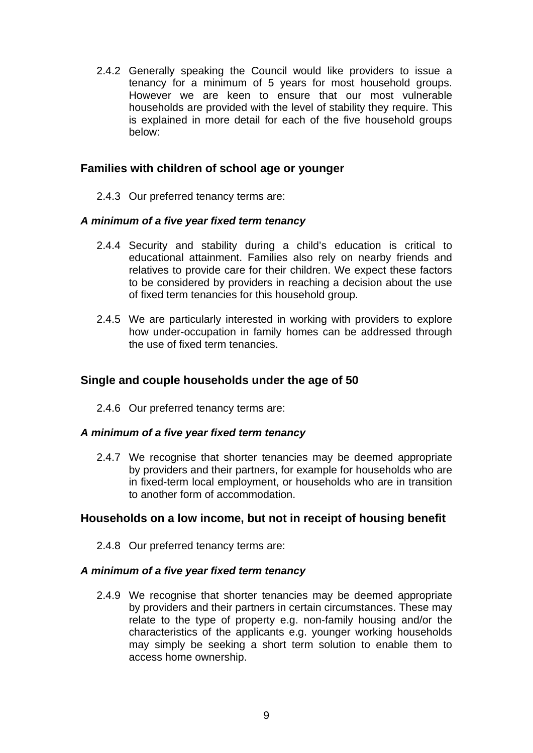2.4.2 Generally speaking the Council would like providers to issue a tenancy for a minimum of 5 years for most household groups. However we are keen to ensure that our most vulnerable households are provided with the level of stability they require. This is explained in more detail for each of the five household groups below:

### Families with children of school age or younger

2.4.3 Our preferred tenancy terms are:

***A minimum of a five year fixed term tenancy***

2.4.4 Security and stability during a child's education is critical to educational attainment. Families also rely on nearby friends and relatives to provide care for their children. We expect these factors to be considered by providers in reaching a decision about the use of fixed term tenancies for this household group.

2.4.5 We are particularly interested in working with providers to explore how under-occupation in family homes can be addressed through the use of fixed term tenancies.

### Single and couple households under the age of 50

2.4.6 Our preferred tenancy terms are:

***A minimum of a five year fixed term tenancy***

2.4.7 We recognise that shorter tenancies may be deemed appropriate by providers and their partners, for example for households who are in fixed-term local employment, or households who are in transition to another form of accommodation.

### Households on a low income, but not in receipt of housing benefit

2.4.8 Our preferred tenancy terms are:

***A minimum of a five year fixed term tenancy***

2.4.9 We recognise that shorter tenancies may be deemed appropriate by providers and their partners in certain circumstances. These may relate to the type of property e.g. non-family housing and/or the characteristics of the applicants e.g. younger working households may simply be seeking a short term solution to enable them to access home ownership.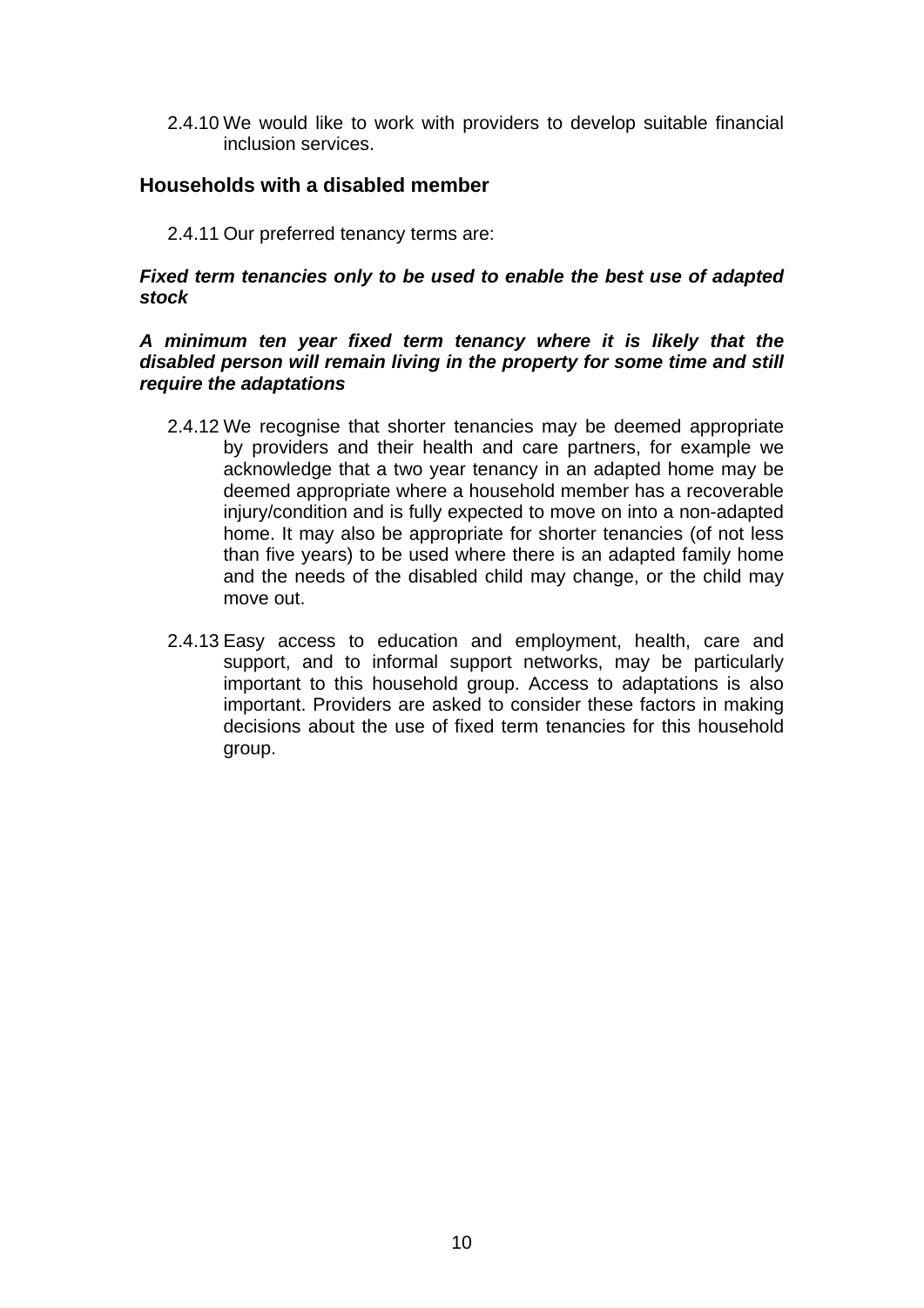2.4.10 We would like to work with providers to develop suitable financial inclusion services.

### Households with a disabled member

2.4.11 Our preferred tenancy terms are:

***Fixed term tenancies only to be used to enable the best use of adapted stock***

***A minimum ten year fixed term tenancy where it is likely that the disabled person will remain living in the property for some time and still require the adaptations***

2.4.12 We recognise that shorter tenancies may be deemed appropriate by providers and their health and care partners, for example we acknowledge that a two year tenancy in an adapted home may be deemed appropriate where a household member has a recoverable injury/condition and is fully expected to move on into a non-adapted home. It may also be appropriate for shorter tenancies (of not less than five years) to be used where there is an adapted family home and the needs of the disabled child may change, or the child may move out.

2.4.13 Easy access to education and employment, health, care and support, and to informal support networks, may be particularly important to this household group. Access to adaptations is also important. Providers are asked to consider these factors in making decisions about the use of fixed term tenancies for this household group.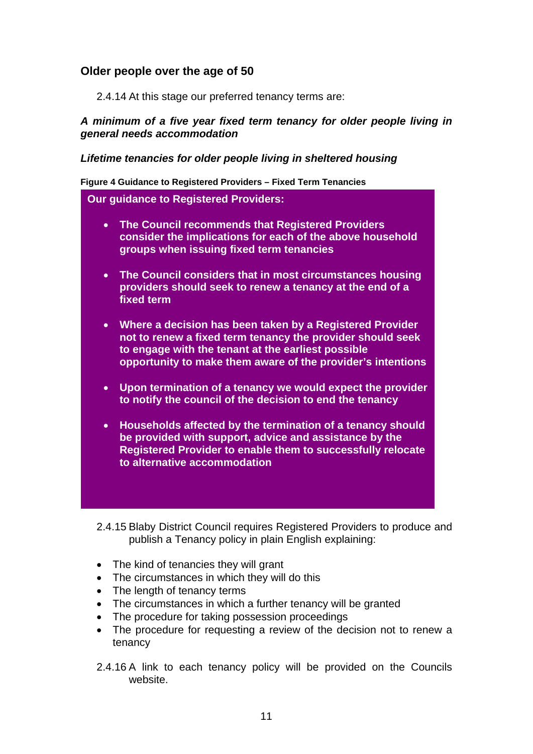## Older people over the age of 50

2.4.14 At this stage our preferred tenancy terms are:

***A minimum of a five year fixed term tenancy for older people living in general needs accommodation***

***Lifetime tenancies for older people living in sheltered housing***

**Figure 4 Guidance to Registered Providers – Fixed Term Tenancies**

**Our guidance to Registered Providers:**

- **The Council recommends that Registered Providers consider the implications for each of the above household groups when issuing fixed term tenancies**
- **The Council considers that in most circumstances housing providers should seek to renew a tenancy at the end of a fixed term**
- **Where a decision has been taken by a Registered Provider not to renew a fixed term tenancy the provider should seek to engage with the tenant at the earliest possible opportunity to make them aware of the provider's intentions**
- **Upon termination of a tenancy we would expect the provider to notify the council of the decision to end the tenancy**
- **Households affected by the termination of a tenancy should be provided with support, advice and assistance by the Registered Provider to enable them to successfully relocate to alternative accommodation**

2.4.15 Blaby District Council requires Registered Providers to produce and publish a Tenancy policy in plain English explaining:

- The kind of tenancies they will grant
- The circumstances in which they will do this
- The length of tenancy terms
- The circumstances in which a further tenancy will be granted
- The procedure for taking possession proceedings
- The procedure for requesting a review of the decision not to renew a tenancy

2.4.16 A link to each tenancy policy will be provided on the Councils website.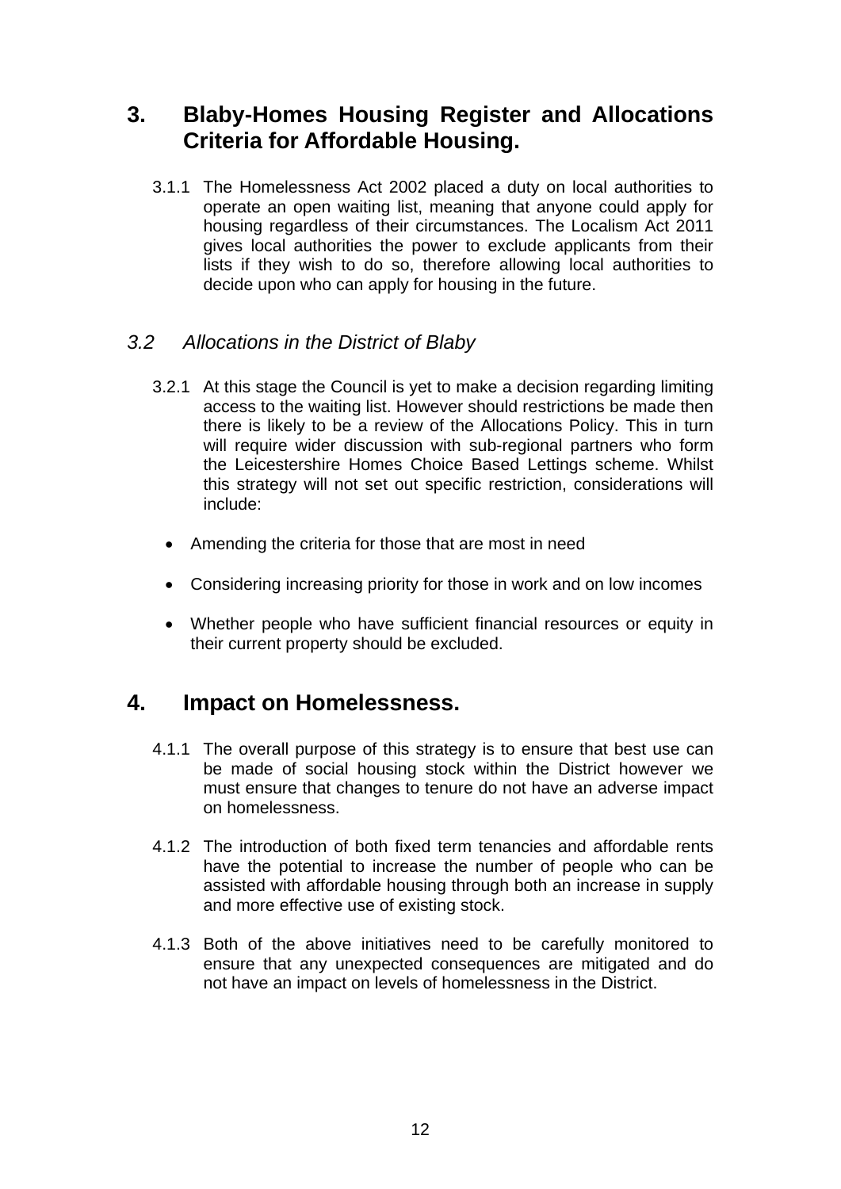## 3. Blaby-Homes Housing Register and Allocations Criteria for Affordable Housing.

3.1.1 The Homelessness Act 2002 placed a duty on local authorities to operate an open waiting list, meaning that anyone could apply for housing regardless of their circumstances. The Localism Act 2011 gives local authorities the power to exclude applicants from their lists if they wish to do so, therefore allowing local authorities to decide upon who can apply for housing in the future.

### *3.2 Allocations in the District of Blaby*

3.2.1 At this stage the Council is yet to make a decision regarding limiting access to the waiting list. However should restrictions be made then there is likely to be a review of the Allocations Policy. This in turn will require wider discussion with sub-regional partners who form the Leicestershire Homes Choice Based Lettings scheme. Whilst this strategy will not set out specific restriction, considerations will include:

- Amending the criteria for those that are most in need
- Considering increasing priority for those in work and on low incomes
- Whether people who have sufficient financial resources or equity in their current property should be excluded.

## 4. Impact on Homelessness.

4.1.1 The overall purpose of this strategy is to ensure that best use can be made of social housing stock within the District however we must ensure that changes to tenure do not have an adverse impact on homelessness.

4.1.2 The introduction of both fixed term tenancies and affordable rents have the potential to increase the number of people who can be assisted with affordable housing through both an increase in supply and more effective use of existing stock.

4.1.3 Both of the above initiatives need to be carefully monitored to ensure that any unexpected consequences are mitigated and do not have an impact on levels of homelessness in the District.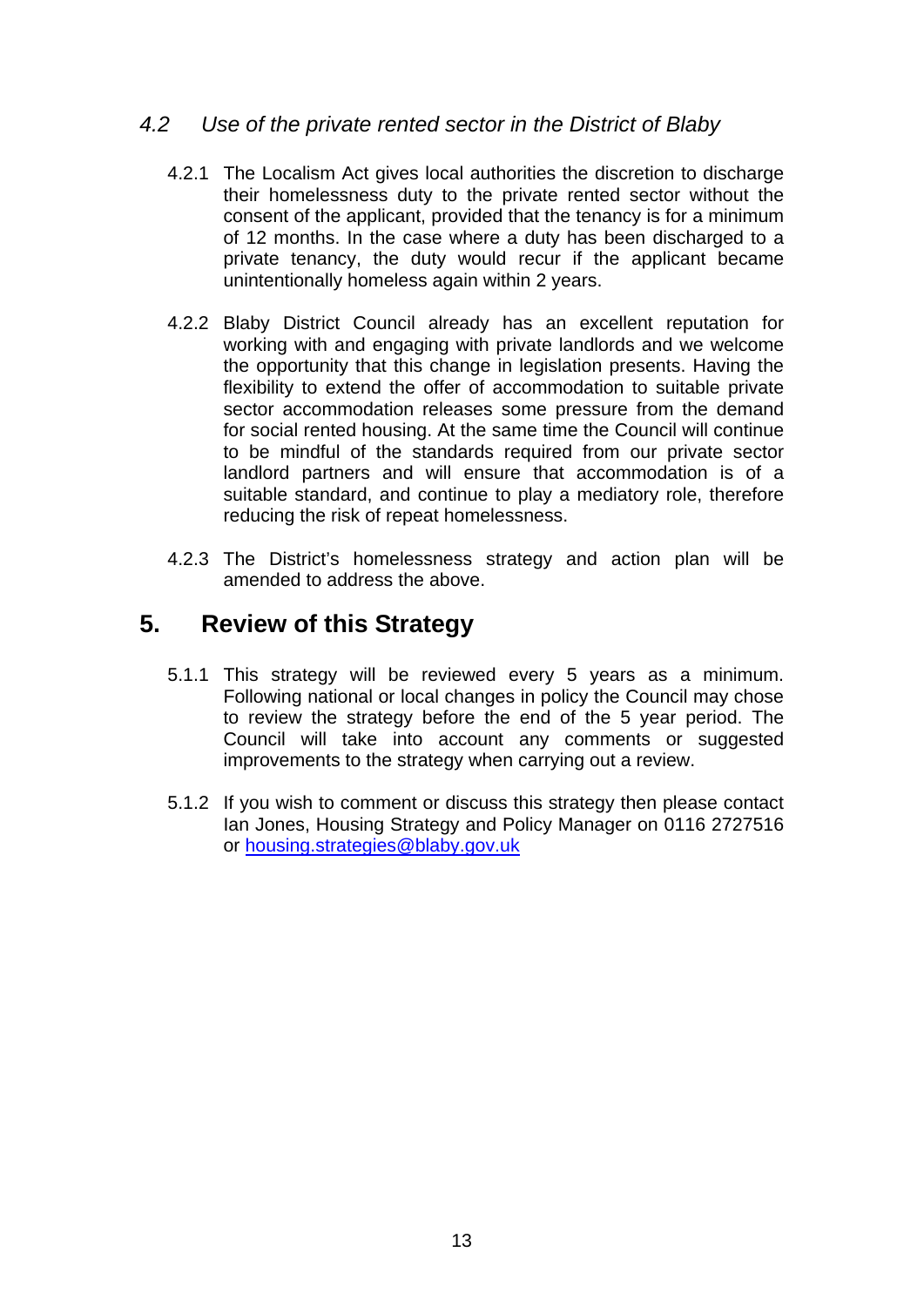### *4.2 Use of the private rented sector in the District of Blaby*

4.2.1 The Localism Act gives local authorities the discretion to discharge their homelessness duty to the private rented sector without the consent of the applicant, provided that the tenancy is for a minimum of 12 months. In the case where a duty has been discharged to a private tenancy, the duty would recur if the applicant became unintentionally homeless again within 2 years.

4.2.2 Blaby District Council already has an excellent reputation for working with and engaging with private landlords and we welcome the opportunity that this change in legislation presents. Having the flexibility to extend the offer of accommodation to suitable private sector accommodation releases some pressure from the demand for social rented housing. At the same time the Council will continue to be mindful of the standards required from our private sector landlord partners and will ensure that accommodation is of a suitable standard, and continue to play a mediatory role, therefore reducing the risk of repeat homelessness.

4.2.3 The District's homelessness strategy and action plan will be amended to address the above.

## 5. Review of this Strategy

5.1.1 This strategy will be reviewed every 5 years as a minimum. Following national or local changes in policy the Council may chose to review the strategy before the end of the 5 year period. The Council will take into account any comments or suggested improvements to the strategy when carrying out a review.

5.1.2 If you wish to comment or discuss this strategy then please contact Ian Jones, Housing Strategy and Policy Manager on 0116 2727516 or [housing.strategies@blaby.gov.uk](mailto:housing.strategies@blaby.gov.uk)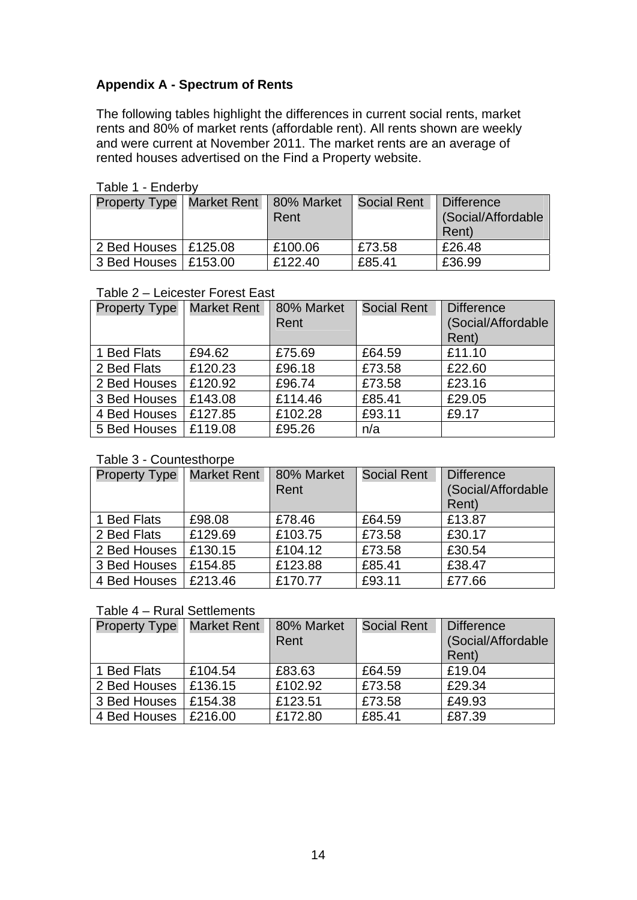**Appendix A - Spectrum of Rents**

The following tables highlight the differences in current social rents, market rents and 80% of market rents (affordable rent). All rents shown are weekly and were current at November 2011. The market rents are an average of rented houses advertised on the Find a Property website.

Table 1 - Enderby

| Property Type | Market Rent | 80% Market Rent | Social Rent | Difference (Social/Affordable Rent) |
|---|---|---|---|---|
| 2 Bed Houses | £125.08 | £100.06 | £73.58 | £26.48 |
| 3 Bed Houses | £153.00 | £122.40 | £85.41 | £36.99 |

Table 2 – Leicester Forest East

| Property Type | Market Rent | 80% Market Rent | Social Rent | Difference (Social/Affordable Rent) |
|---|---|---|---|---|
| 1 Bed Flats | £94.62 | £75.69 | £64.59 | £11.10 |
| 2 Bed Flats | £120.23 | £96.18 | £73.58 | £22.60 |
| 2 Bed Houses | £120.92 | £96.74 | £73.58 | £23.16 |
| 3 Bed Houses | £143.08 | £114.46 | £85.41 | £29.05 |
| 4 Bed Houses | £127.85 | £102.28 | £93.11 | £9.17 |
| 5 Bed Houses | £119.08 | £95.26 | n/a | |

Table 3 - Countesthorpe

| Property Type | Market Rent | 80% Market Rent | Social Rent | Difference (Social/Affordable Rent) |
|---|---|---|---|---|
| 1 Bed Flats | £98.08 | £78.46 | £64.59 | £13.87 |
| 2 Bed Flats | £129.69 | £103.75 | £73.58 | £30.17 |
| 2 Bed Houses | £130.15 | £104.12 | £73.58 | £30.54 |
| 3 Bed Houses | £154.85 | £123.88 | £85.41 | £38.47 |
| 4 Bed Houses | £213.46 | £170.77 | £93.11 | £77.66 |

Table 4 – Rural Settlements

| Property Type | Market Rent | 80% Market Rent | Social Rent | Difference (Social/Affordable Rent) |
|---|---|---|---|---|
| 1 Bed Flats | £104.54 | £83.63 | £64.59 | £19.04 |
| 2 Bed Houses | £136.15 | £102.92 | £73.58 | £29.34 |
| 3 Bed Houses | £154.38 | £123.51 | £73.58 | £49.93 |
| 4 Bed Houses | £216.00 | £172.80 | £85.41 | £87.39 |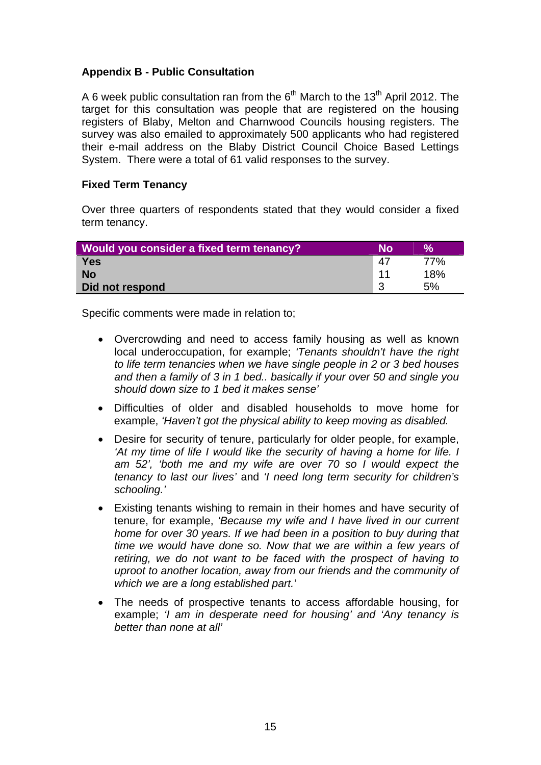## Appendix B - Public Consultation

A 6 week public consultation ran from the 6th March to the 13th April 2012. The target for this consultation was people that are registered on the housing registers of Blaby, Melton and Charnwood Councils housing registers. The survey was also emailed to approximately 500 applicants who had registered their e-mail address on the Blaby District Council Choice Based Lettings System. There were a total of 61 valid responses to the survey.

### Fixed Term Tenancy

Over three quarters of respondents stated that they would consider a fixed term tenancy.

| Would you consider a fixed term tenancy? | No | % |
|---|---|---|
| **Yes** | 47 | 77% |
| **No** | 11 | 18% |
| **Did not respond** | 3 | 5% |

Specific comments were made in relation to;

- Overcrowding and need to access family housing as well as known local underoccupation, for example; *'Tenants shouldn't have the right to life term tenancies when we have single people in 2 or 3 bed houses and then a family of 3 in 1 bed.. basically if your over 50 and single you should down size to 1 bed it makes sense'*
- Difficulties of older and disabled households to move home for example, *'Haven't got the physical ability to keep moving as disabled.*
- Desire for security of tenure, particularly for older people, for example, *'At my time of life I would like the security of having a home for life. I am 52', 'both me and my wife are over 70 so I would expect the tenancy to last our lives'* and *'I need long term security for children's schooling.'*
- Existing tenants wishing to remain in their homes and have security of tenure, for example, *'Because my wife and I have lived in our current home for over 30 years. If we had been in a position to buy during that time we would have done so. Now that we are within a few years of retiring, we do not want to be faced with the prospect of having to uproot to another location, away from our friends and the community of which we are a long established part.'*
- The needs of prospective tenants to access affordable housing, for example; *'I am in desperate need for housing'* and *'Any tenancy is better than none at all'*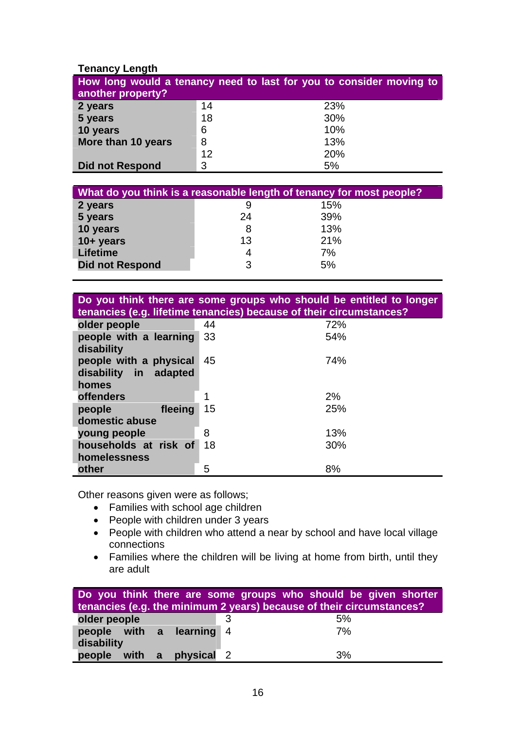**Tenancy Length**

| How long would a tenancy need to last for you to consider moving to another property? | | |
|---|---|---|
| **2 years** | 14 | 23% |
| **5 years** | 18 | 30% |
| **10 years** | 6 | 10% |
| **More than 10 years** | 8 | 13% |
| | 12 | 20% |
| **Did not Respond** | 3 | 5% |

| What do you think is a reasonable length of tenancy for most people? | | |
|---|---|---|
| **2 years** | 9 | 15% |
| **5 years** | 24 | 39% |
| **10 years** | 8 | 13% |
| **10+ years** | 13 | 21% |
| **Lifetime** | 4 | 7% |
| **Did not Respond** | 3 | 5% |

| Do you think there are some groups who should be entitled to longer tenancies (e.g. lifetime tenancies) because of their circumstances? | | |
|---|---|---|
| **older people** | 44 | 72% |
| **people with a learning disability** | 33 | 54% |
| **people with a physical disability in adapted homes** | 45 | 74% |
| **offenders** | 1 | 2% |
| **people fleeing domestic abuse** | 15 | 25% |
| **young people** | 8 | 13% |
| **households at risk of homelessness** | 18 | 30% |
| **other** | 5 | 8% |

Other reasons given were as follows;

- Families with school age children
- People with children under 3 years
- People with children who attend a near by school and have local village connections
- Families where the children will be living at home from birth, until they are adult

| Do you think there are some groups who should be given shorter tenancies (e.g. the minimum 2 years) because of their circumstances? | | |
|---|---|---|
| **older people** | 3 | 5% |
| **people with a learning disability** | 4 | 7% |
| **people with a physical** | 2 | 3% |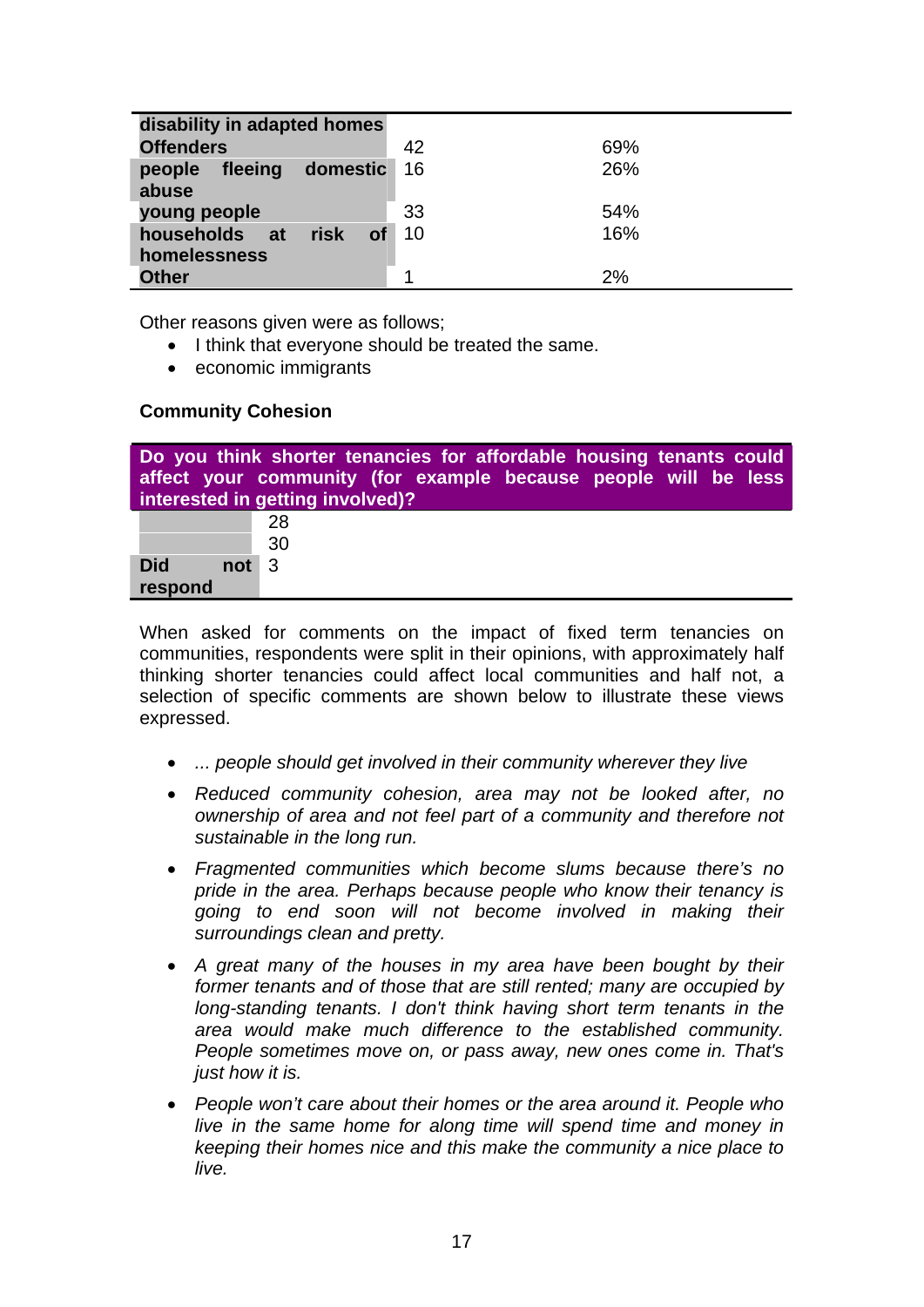| | | |
|---|---|---|
| **disability in adapted homes** | | |
| **Offenders** | 42 | 69% |
| **people fleeing domestic abuse** | 16 | 26% |
| **young people** | 33 | 54% |
| **households at risk of homelessness** | 10 | 16% |
| **Other** | 1 | 2% |

Other reasons given were as follows;

- I think that everyone should be treated the same.
- economic immigrants

**Community Cohesion**

| **Do you think shorter tenancies for affordable housing tenants could affect your community (for example because people will be less interested in getting involved)?** | |
|---|---|
| | 28 |
| | 30 |
| **Did not respond** | 3 |

When asked for comments on the impact of fixed term tenancies on communities, respondents were split in their opinions, with approximately half thinking shorter tenancies could affect local communities and half not, a selection of specific comments are shown below to illustrate these views expressed.

- *... people should get involved in their community wherever they live*
- *Reduced community cohesion, area may not be looked after, no ownership of area and not feel part of a community and therefore not sustainable in the long run.*
- *Fragmented communities which become slums because there's no pride in the area. Perhaps because people who know their tenancy is going to end soon will not become involved in making their surroundings clean and pretty.*
- *A great many of the houses in my area have been bought by their former tenants and of those that are still rented; many are occupied by long-standing tenants. I don't think having short term tenants in the area would make much difference to the established community. People sometimes move on, or pass away, new ones come in. That's just how it is.*
- *People won't care about their homes or the area around it. People who live in the same home for along time will spend time and money in keeping their homes nice and this make the community a nice place to live.*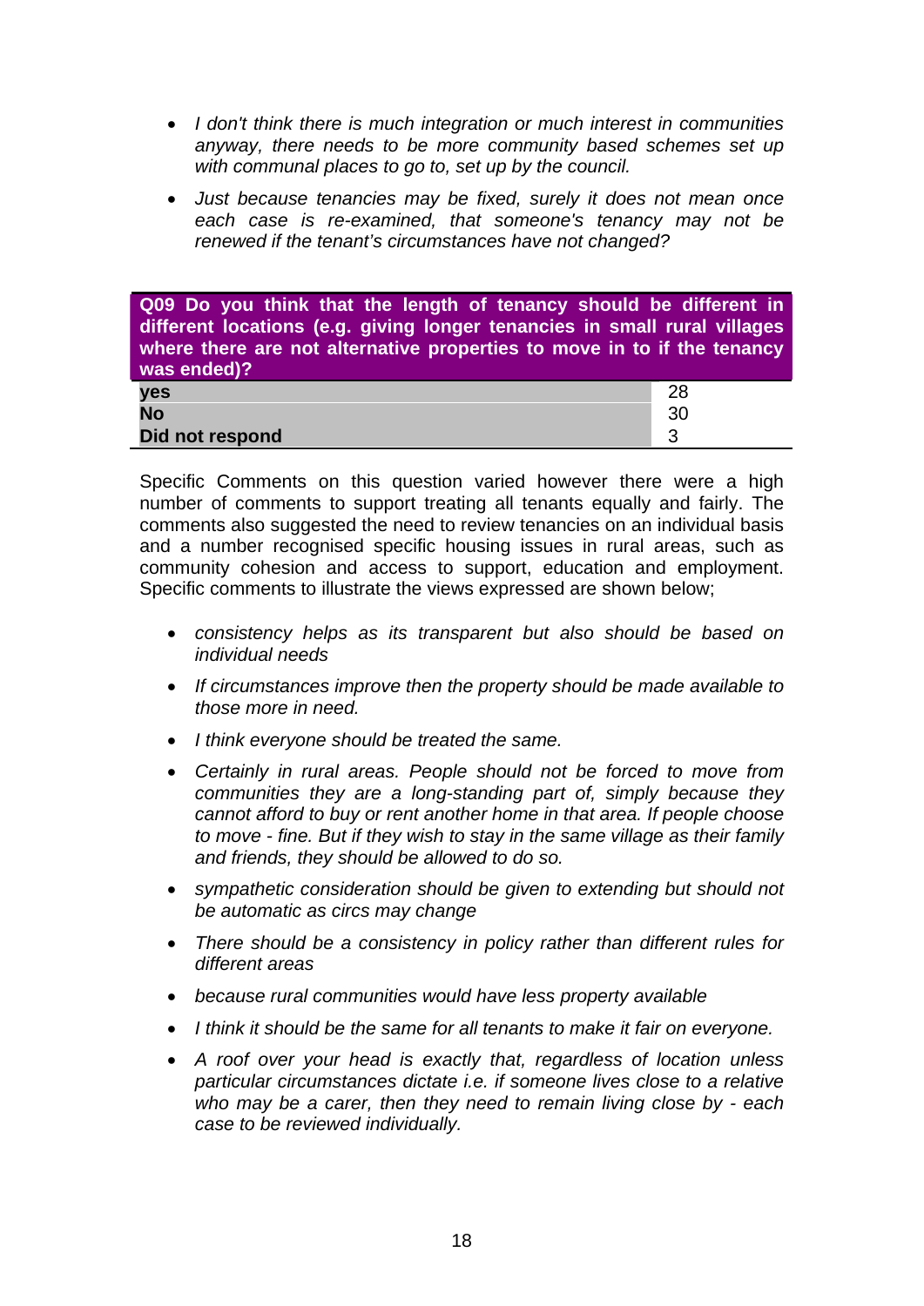- *I don't think there is much integration or much interest in communities anyway, there needs to be more community based schemes set up with communal places to go to, set up by the council.*
- *Just because tenancies may be fixed, surely it does not mean once each case is re-examined, that someone's tenancy may not be renewed if the tenant's circumstances have not changed?*

| **Q09 Do you think that the length of tenancy should be different in different locations (e.g. giving longer tenancies in small rural villages where there are not alternative properties to move in to if the tenancy was ended)?** | |
|---|---|
| **yes** | 28 |
| **No** | 30 |
| **Did not respond** | 3 |

Specific Comments on this question varied however there were a high number of comments to support treating all tenants equally and fairly. The comments also suggested the need to review tenancies on an individual basis and a number recognised specific housing issues in rural areas, such as community cohesion and access to support, education and employment. Specific comments to illustrate the views expressed are shown below;

- *consistency helps as its transparent but also should be based on individual needs*
- *If circumstances improve then the property should be made available to those more in need.*
- *I think everyone should be treated the same.*
- *Certainly in rural areas. People should not be forced to move from communities they are a long-standing part of, simply because they cannot afford to buy or rent another home in that area. If people choose to move - fine. But if they wish to stay in the same village as their family and friends, they should be allowed to do so.*
- *sympathetic consideration should be given to extending but should not be automatic as circs may change*
- *There should be a consistency in policy rather than different rules for different areas*
- *because rural communities would have less property available*
- *I think it should be the same for all tenants to make it fair on everyone.*
- *A roof over your head is exactly that, regardless of location unless particular circumstances dictate i.e. if someone lives close to a relative who may be a carer, then they need to remain living close by - each case to be reviewed individually.*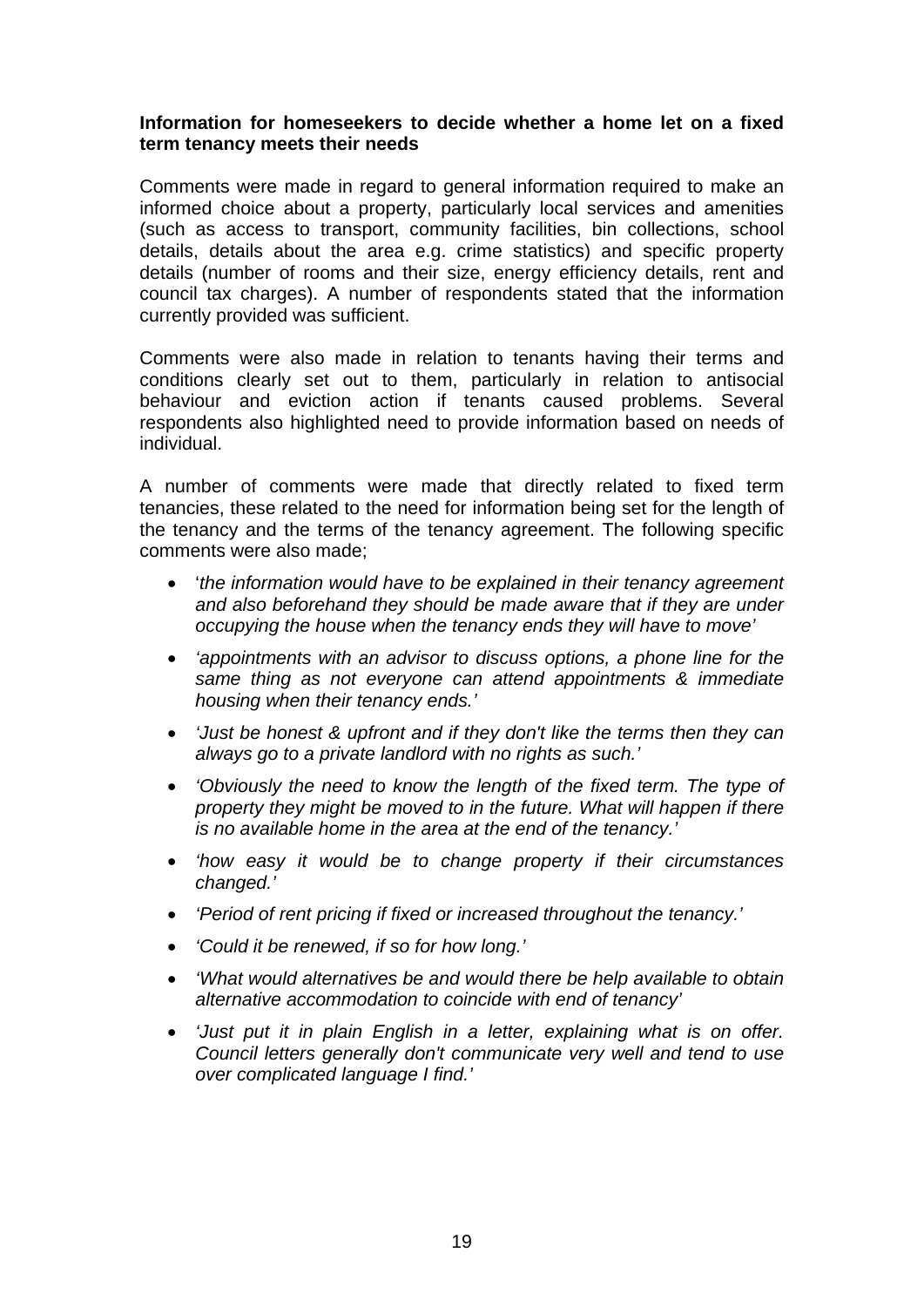**Information for homeseekers to decide whether a home let on a fixed term tenancy meets their needs**

Comments were made in regard to general information required to make an informed choice about a property, particularly local services and amenities (such as access to transport, community facilities, bin collections, school details, details about the area e.g. crime statistics) and specific property details (number of rooms and their size, energy efficiency details, rent and council tax charges). A number of respondents stated that the information currently provided was sufficient.

Comments were also made in relation to tenants having their terms and conditions clearly set out to them, particularly in relation to antisocial behaviour and eviction action if tenants caused problems. Several respondents also highlighted need to provide information based on needs of individual.

A number of comments were made that directly related to fixed term tenancies, these related to the need for information being set for the length of the tenancy and the terms of the tenancy agreement. The following specific comments were also made;

- '*the information would have to be explained in their tenancy agreement and also beforehand they should be made aware that if they are under occupying the house when the tenancy ends they will have to move'*
- *'appointments with an advisor to discuss options, a phone line for the same thing as not everyone can attend appointments & immediate housing when their tenancy ends.'*
- *'Just be honest & upfront and if they don't like the terms then they can always go to a private landlord with no rights as such.'*
- *'Obviously the need to know the length of the fixed term. The type of property they might be moved to in the future. What will happen if there is no available home in the area at the end of the tenancy.'*
- *'how easy it would be to change property if their circumstances changed.'*
- *'Period of rent pricing if fixed or increased throughout the tenancy.'*
- *'Could it be renewed, if so for how long.'*
- *'What would alternatives be and would there be help available to obtain alternative accommodation to coincide with end of tenancy'*
- *'Just put it in plain English in a letter, explaining what is on offer. Council letters generally don't communicate very well and tend to use over complicated language I find.'*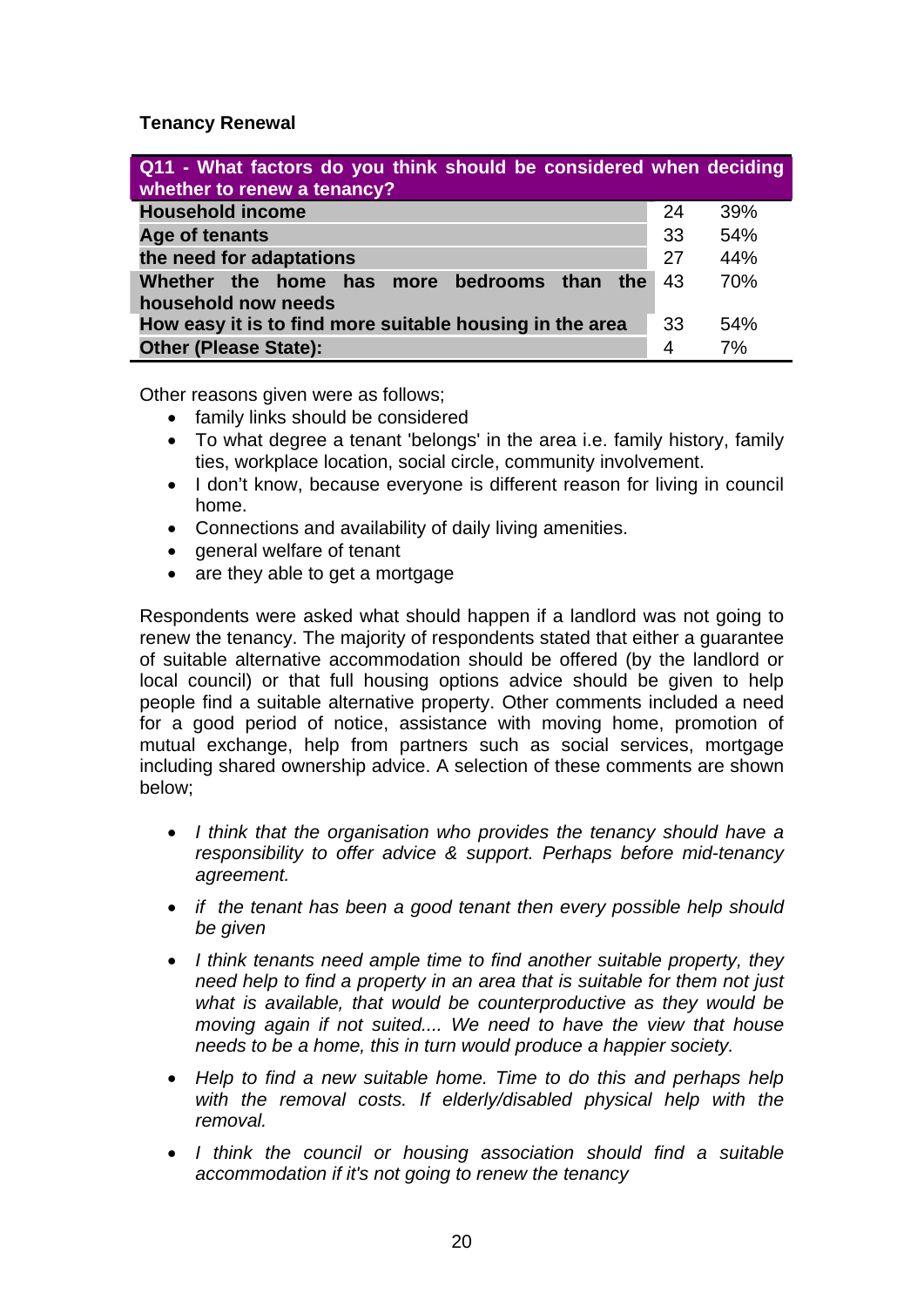**Tenancy Renewal**

| Q11 - What factors do you think should be considered when deciding whether to renew a tenancy? | | |
|---|---|---|
| **Household income** | 24 | 39% |
| **Age of tenants** | 33 | 54% |
| **the need for adaptations** | 27 | 44% |
| **Whether the home has more bedrooms than the household now needs** | 43 | 70% |
| **How easy it is to find more suitable housing in the area** | 33 | 54% |
| **Other (Please State):** | 4 | 7% |

Other reasons given were as follows;

- family links should be considered
- To what degree a tenant 'belongs' in the area i.e. family history, family ties, workplace location, social circle, community involvement.
- I don't know, because everyone is different reason for living in council home.
- Connections and availability of daily living amenities.
- general welfare of tenant
- are they able to get a mortgage

Respondents were asked what should happen if a landlord was not going to renew the tenancy. The majority of respondents stated that either a guarantee of suitable alternative accommodation should be offered (by the landlord or local council) or that full housing options advice should be given to help people find a suitable alternative property. Other comments included a need for a good period of notice, assistance with moving home, promotion of mutual exchange, help from partners such as social services, mortgage including shared ownership advice. A selection of these comments are shown below;

- *I think that the organisation who provides the tenancy should have a responsibility to offer advice & support. Perhaps before mid-tenancy agreement.*

- *if the tenant has been a good tenant then every possible help should be given*

- *I think tenants need ample time to find another suitable property, they need help to find a property in an area that is suitable for them not just what is available, that would be counterproductive as they would be moving again if not suited.... We need to have the view that house needs to be a home, this in turn would produce a happier society.*

- *Help to find a new suitable home. Time to do this and perhaps help with the removal costs. If elderly/disabled physical help with the removal.*

- *I think the council or housing association should find a suitable accommodation if it's not going to renew the tenancy*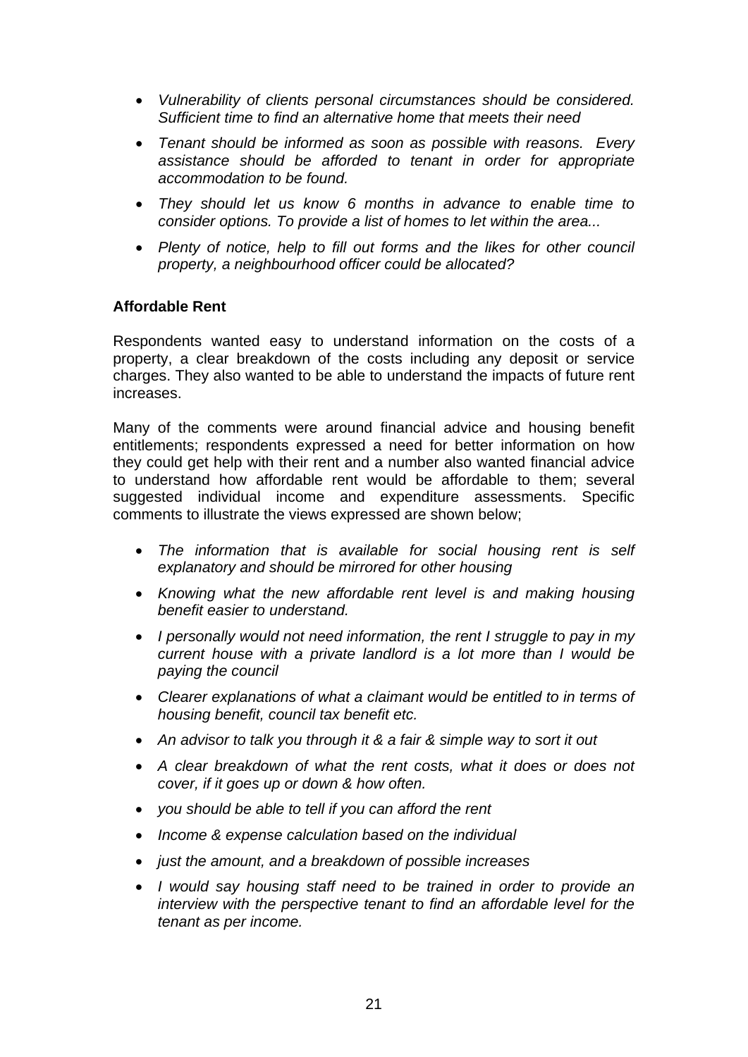- *Vulnerability of clients personal circumstances should be considered. Sufficient time to find an alternative home that meets their need*
- *Tenant should be informed as soon as possible with reasons. Every assistance should be afforded to tenant in order for appropriate accommodation to be found.*
- *They should let us know 6 months in advance to enable time to consider options. To provide a list of homes to let within the area...*
- *Plenty of notice, help to fill out forms and the likes for other council property, a neighbourhood officer could be allocated?*

**Affordable Rent**

Respondents wanted easy to understand information on the costs of a property, a clear breakdown of the costs including any deposit or service charges. They also wanted to be able to understand the impacts of future rent increases.

Many of the comments were around financial advice and housing benefit entitlements; respondents expressed a need for better information on how they could get help with their rent and a number also wanted financial advice to understand how affordable rent would be affordable to them; several suggested individual income and expenditure assessments. Specific comments to illustrate the views expressed are shown below;

- *The information that is available for social housing rent is self explanatory and should be mirrored for other housing*
- *Knowing what the new affordable rent level is and making housing benefit easier to understand.*
- *I personally would not need information, the rent I struggle to pay in my current house with a private landlord is a lot more than I would be paying the council*
- *Clearer explanations of what a claimant would be entitled to in terms of housing benefit, council tax benefit etc.*
- *An advisor to talk you through it & a fair & simple way to sort it out*
- *A clear breakdown of what the rent costs, what it does or does not cover, if it goes up or down & how often.*
- *you should be able to tell if you can afford the rent*
- *Income & expense calculation based on the individual*
- *just the amount, and a breakdown of possible increases*
- *I would say housing staff need to be trained in order to provide an interview with the perspective tenant to find an affordable level for the tenant as per income.*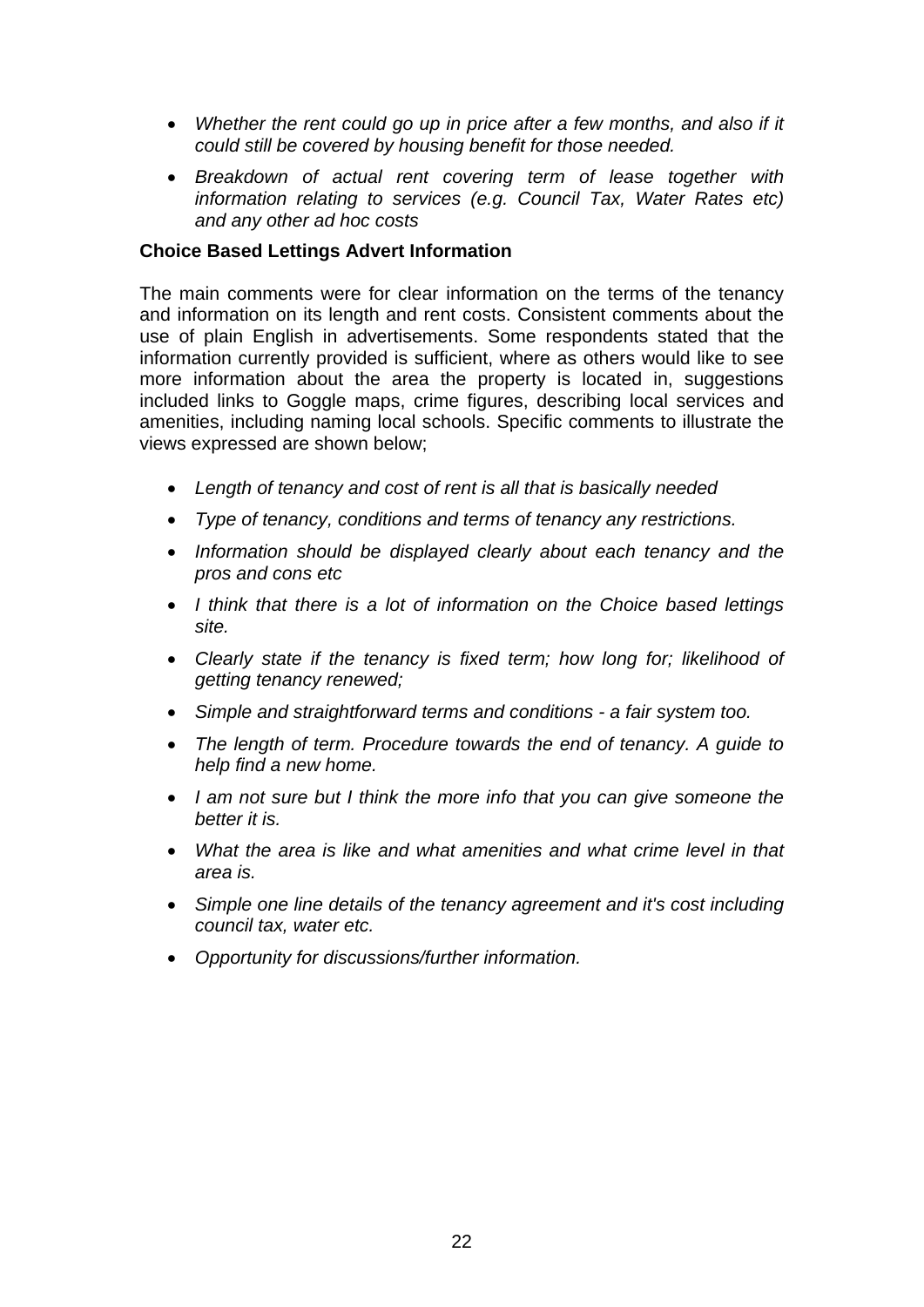- *Whether the rent could go up in price after a few months, and also if it could still be covered by housing benefit for those needed.*
- *Breakdown of actual rent covering term of lease together with information relating to services (e.g. Council Tax, Water Rates etc) and any other ad hoc costs*

**Choice Based Lettings Advert Information**

The main comments were for clear information on the terms of the tenancy and information on its length and rent costs. Consistent comments about the use of plain English in advertisements. Some respondents stated that the information currently provided is sufficient, where as others would like to see more information about the area the property is located in, suggestions included links to Goggle maps, crime figures, describing local services and amenities, including naming local schools. Specific comments to illustrate the views expressed are shown below;

- *Length of tenancy and cost of rent is all that is basically needed*
- *Type of tenancy, conditions and terms of tenancy any restrictions.*
- *Information should be displayed clearly about each tenancy and the pros and cons etc*
- *I think that there is a lot of information on the Choice based lettings site.*
- *Clearly state if the tenancy is fixed term; how long for; likelihood of getting tenancy renewed;*
- *Simple and straightforward terms and conditions - a fair system too.*
- *The length of term. Procedure towards the end of tenancy. A guide to help find a new home.*
- *I am not sure but I think the more info that you can give someone the better it is.*
- *What the area is like and what amenities and what crime level in that area is.*
- *Simple one line details of the tenancy agreement and it's cost including council tax, water etc.*
- *Opportunity for discussions/further information.*